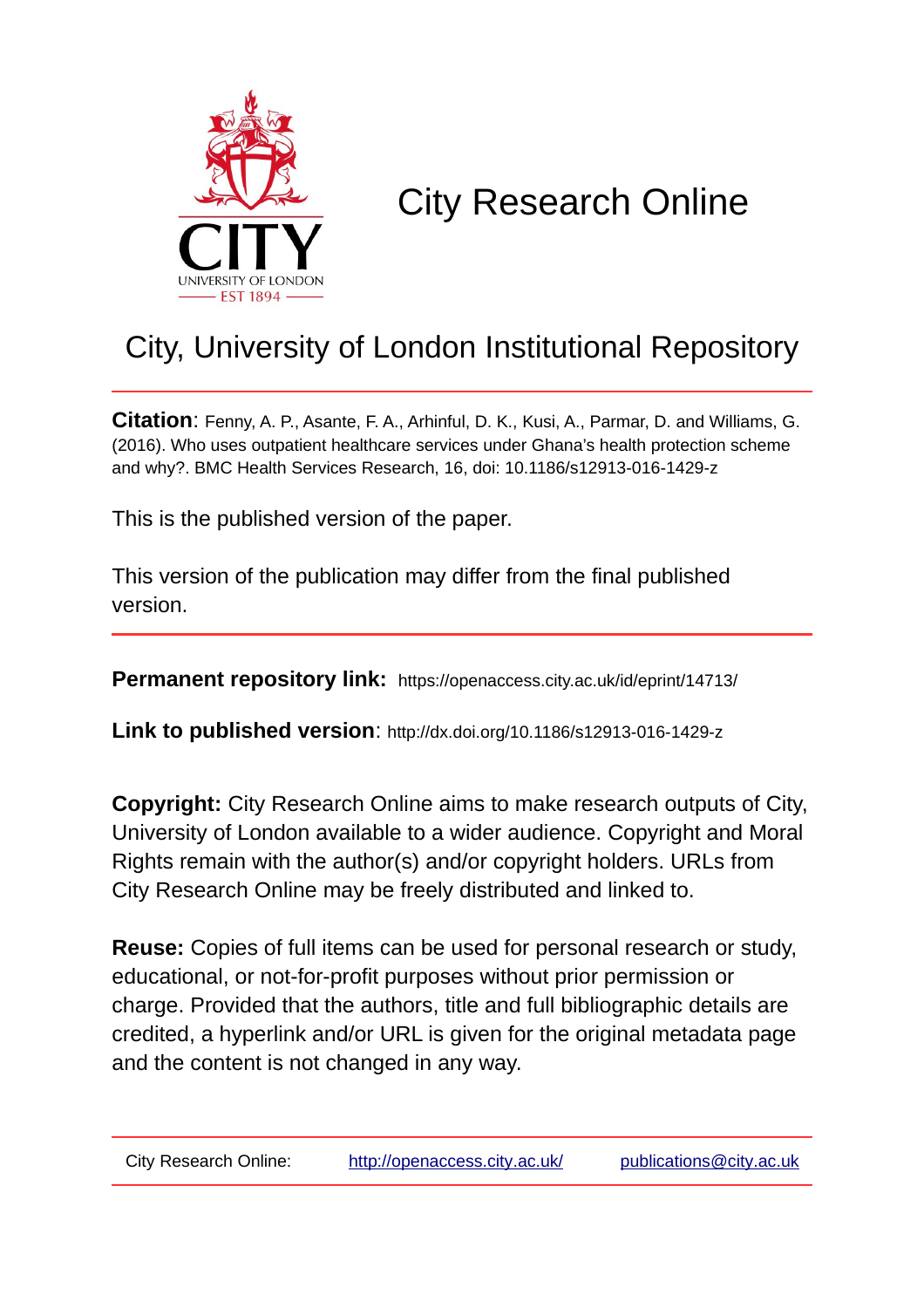# City Research Online

## City, University of London Institutional Repository

**Citation**: Fenny, A. P., Asante, F. A., Arhinful, D. K., Kusi, A., Parmar, D. and Williams, G. (2016). Who uses outpatient healthcare services under Ghana's health protection scheme and why?. BMC Health Services Research, 16, doi: 10.1186/s12913-016-1429-z

This is the published version of the paper.

This version of the publication may differ from the final published version.

**Permanent repository link:** https://openaccess.city.ac.uk/id/eprint/14713/

**Link to published version**: http://dx.doi.org/10.1186/s12913-016-1429-z

**Copyright:** City Research Online aims to make research outputs of City, University of London available to a wider audience. Copyright and Moral Rights remain with the author(s) and/or copyright holders. URLs from City Research Online may be freely distributed and linked to.

**Reuse:** Copies of full items can be used for personal research or study, educational, or not-for-profit purposes without prior permission or charge. Provided that the authors, title and full bibliographic details are credited, a hyperlink and/or URL is given for the original metadata page and the content is not changed in any way.

City Research Online: http://openaccess.city.ac.uk/ publications@city.ac.uk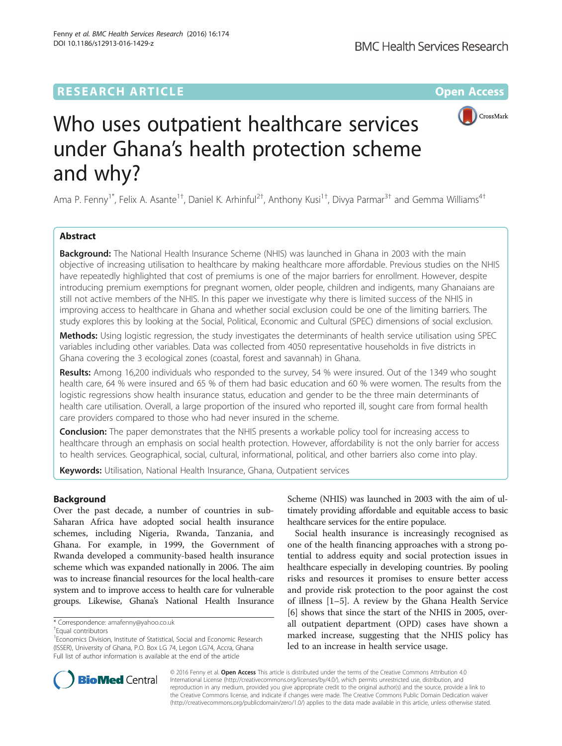# Who uses outpatient healthcare services under Ghana's health protection scheme and why?

Ama P. Fenny[1*], Felix A. Asante[1†], Daniel K. Arhinful[2†], Anthony Kusi[1†], Divya Parmar[3†] and Gemma Williams[4†]

## Abstract

**Background:** The National Health Insurance Scheme (NHIS) was launched in Ghana in 2003 with the main objective of increasing utilisation to healthcare by making healthcare more affordable. Previous studies on the NHIS have repeatedly highlighted that cost of premiums is one of the major barriers for enrollment. However, despite introducing premium exemptions for pregnant women, older people, children and indigents, many Ghanaians are still not active members of the NHIS. In this paper we investigate why there is limited success of the NHIS in improving access to healthcare in Ghana and whether social exclusion could be one of the limiting barriers. The study explores this by looking at the Social, Political, Economic and Cultural (SPEC) dimensions of social exclusion.

**Methods:** Using logistic regression, the study investigates the determinants of health service utilisation using SPEC variables including other variables. Data was collected from 4050 representative households in five districts in Ghana covering the 3 ecological zones (coastal, forest and savannah) in Ghana.

**Results:** Among 16,200 individuals who responded to the survey, 54 % were insured. Out of the 1349 who sought health care, 64 % were insured and 65 % of them had basic education and 60 % were women. The results from the logistic regressions show health insurance status, education and gender to be the three main determinants of health care utilisation. Overall, a large proportion of the insured who reported ill, sought care from formal health care providers compared to those who had never insured in the scheme.

**Conclusion:** The paper demonstrates that the NHIS presents a workable policy tool for increasing access to healthcare through an emphasis on social health protection. However, affordability is not the only barrier for access to health services. Geographical, social, cultural, informational, political, and other barriers also come into play.

**Keywords:** Utilisation, National Health Insurance, Ghana, Outpatient services

## Background

Over the past decade, a number of countries in sub-Saharan Africa have adopted social health insurance schemes, including Nigeria, Rwanda, Tanzania, and Ghana. For example, in 1999, the Government of Rwanda developed a community-based health insurance scheme which was expanded nationally in 2006. The aim was to increase financial resources for the local health-care system and to improve access to health care for vulnerable groups. Likewise, Ghana's National Health Insurance Scheme (NHIS) was launched in 2003 with the aim of ultimately providing affordable and equitable access to basic healthcare services for the entire populace.

Social health insurance is increasingly recognised as one of the health financing approaches with a strong potential to address equity and social protection issues in healthcare especially in developing countries. By pooling risks and resources it promises to ensure better access and provide risk protection to the poor against the cost of illness [1–5]. A review by the Ghana Health Service [6] shows that since the start of the NHIS in 2005, overall outpatient department (OPD) cases have shown a marked increase, suggesting that the NHIS policy has led to an increase in health service usage.

\* Correspondence: amafenny@yahoo.co.uk
†Equal contributors
[1]Economics Division, Institute of Statistical, Social and Economic Research (ISSER), University of Ghana, P.O. Box LG 74, Legon LG74, Accra, Ghana
Full list of author information is available at the end of the article

© 2016 Fenny et al. **Open Access** This article is distributed under the terms of the Creative Commons Attribution 4.0 International License (http://creativecommons.org/licenses/by/4.0/), which permits unrestricted use, distribution, and reproduction in any medium, provided you give appropriate credit to the original author(s) and the source, provide a link to the Creative Commons license, and indicate if changes were made. The Creative Commons Public Domain Dedication waiver (http://creativecommons.org/publicdomain/zero/1.0/) applies to the data made available in this article, unless otherwise stated.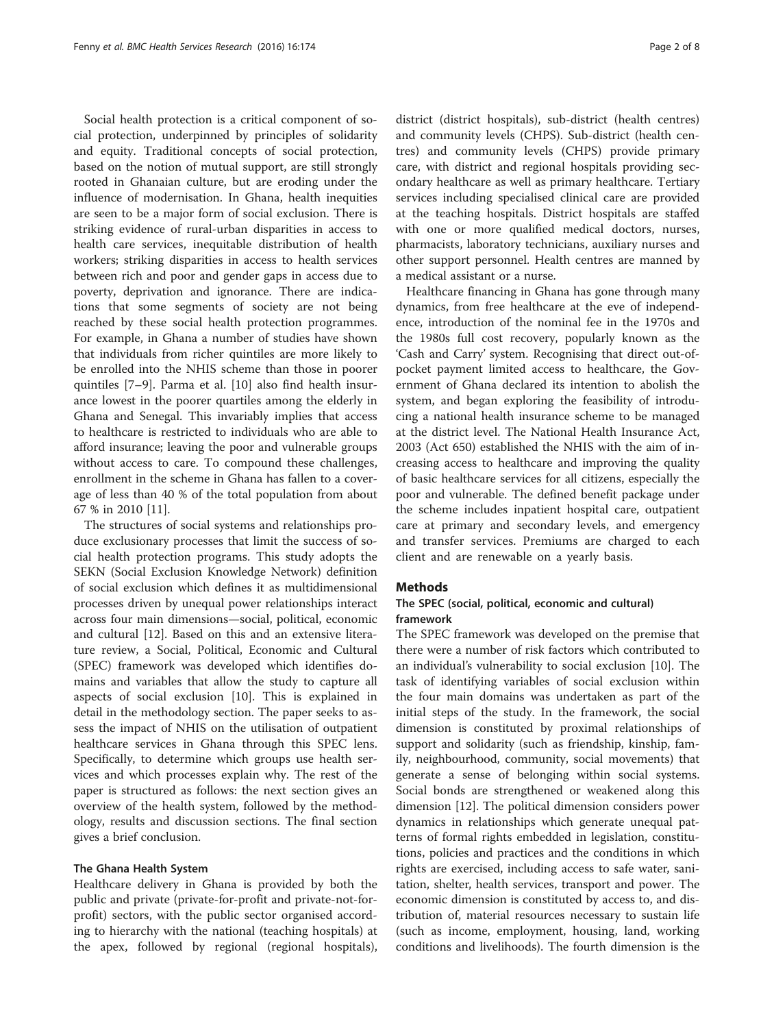Social health protection is a critical component of social protection, underpinned by principles of solidarity and equity. Traditional concepts of social protection, based on the notion of mutual support, are still strongly rooted in Ghanaian culture, but are eroding under the influence of modernisation. In Ghana, health inequities are seen to be a major form of social exclusion. There is striking evidence of rural-urban disparities in access to health care services, inequitable distribution of health workers; striking disparities in access to health services between rich and poor and gender gaps in access due to poverty, deprivation and ignorance. There are indications that some segments of society are not being reached by these social health protection programmes. For example, in Ghana a number of studies have shown that individuals from richer quintiles are more likely to be enrolled into the NHIS scheme than those in poorer quintiles [7–9]. Parma et al. [10] also find health insurance lowest in the poorer quartiles among the elderly in Ghana and Senegal. This invariably implies that access to healthcare is restricted to individuals who are able to afford insurance; leaving the poor and vulnerable groups without access to care. To compound these challenges, enrollment in the scheme in Ghana has fallen to a coverage of less than 40 % of the total population from about 67 % in 2010 [11].

The structures of social systems and relationships produce exclusionary processes that limit the success of social health protection programs. This study adopts the SEKN (Social Exclusion Knowledge Network) definition of social exclusion which defines it as multidimensional processes driven by unequal power relationships interact across four main dimensions—social, political, economic and cultural [12]. Based on this and an extensive literature review, a Social, Political, Economic and Cultural (SPEC) framework was developed which identifies domains and variables that allow the study to capture all aspects of social exclusion [10]. This is explained in detail in the methodology section. The paper seeks to assess the impact of NHIS on the utilisation of outpatient healthcare services in Ghana through this SPEC lens. Specifically, to determine which groups use health services and which processes explain why. The rest of the paper is structured as follows: the next section gives an overview of the health system, followed by the methodology, results and discussion sections. The final section gives a brief conclusion.

### The Ghana Health System

Healthcare delivery in Ghana is provided by both the public and private (private-for-profit and private-not-for-profit) sectors, with the public sector organised according to hierarchy with the national (teaching hospitals) at the apex, followed by regional (regional hospitals), district (district hospitals), sub-district (health centres) and community levels (CHPS). Sub-district (health centres) and community levels (CHPS) provide primary care, with district and regional hospitals providing secondary healthcare as well as primary healthcare. Tertiary services including specialised clinical care are provided at the teaching hospitals. District hospitals are staffed with one or more qualified medical doctors, nurses, pharmacists, laboratory technicians, auxiliary nurses and other support personnel. Health centres are manned by a medical assistant or a nurse.

Healthcare financing in Ghana has gone through many dynamics, from free healthcare at the eve of independence, introduction of the nominal fee in the 1970s and the 1980s full cost recovery, popularly known as the 'Cash and Carry' system. Recognising that direct out-of-pocket payment limited access to healthcare, the Government of Ghana declared its intention to abolish the system, and began exploring the feasibility of introducing a national health insurance scheme to be managed at the district level. The National Health Insurance Act, 2003 (Act 650) established the NHIS with the aim of increasing access to healthcare and improving the quality of basic healthcare services for all citizens, especially the poor and vulnerable. The defined benefit package under the scheme includes inpatient hospital care, outpatient care at primary and secondary levels, and emergency and transfer services. Premiums are charged to each client and are renewable on a yearly basis.

## Methods

### The SPEC (social, political, economic and cultural) framework

The SPEC framework was developed on the premise that there were a number of risk factors which contributed to an individual's vulnerability to social exclusion [10]. The task of identifying variables of social exclusion within the four main domains was undertaken as part of the initial steps of the study. In the framework, the social dimension is constituted by proximal relationships of support and solidarity (such as friendship, kinship, family, neighbourhood, community, social movements) that generate a sense of belonging within social systems. Social bonds are strengthened or weakened along this dimension [12]. The political dimension considers power dynamics in relationships which generate unequal patterns of formal rights embedded in legislation, constitutions, policies and practices and the conditions in which rights are exercised, including access to safe water, sanitation, shelter, health services, transport and power. The economic dimension is constituted by access to, and distribution of, material resources necessary to sustain life (such as income, employment, housing, land, working conditions and livelihoods). The fourth dimension is the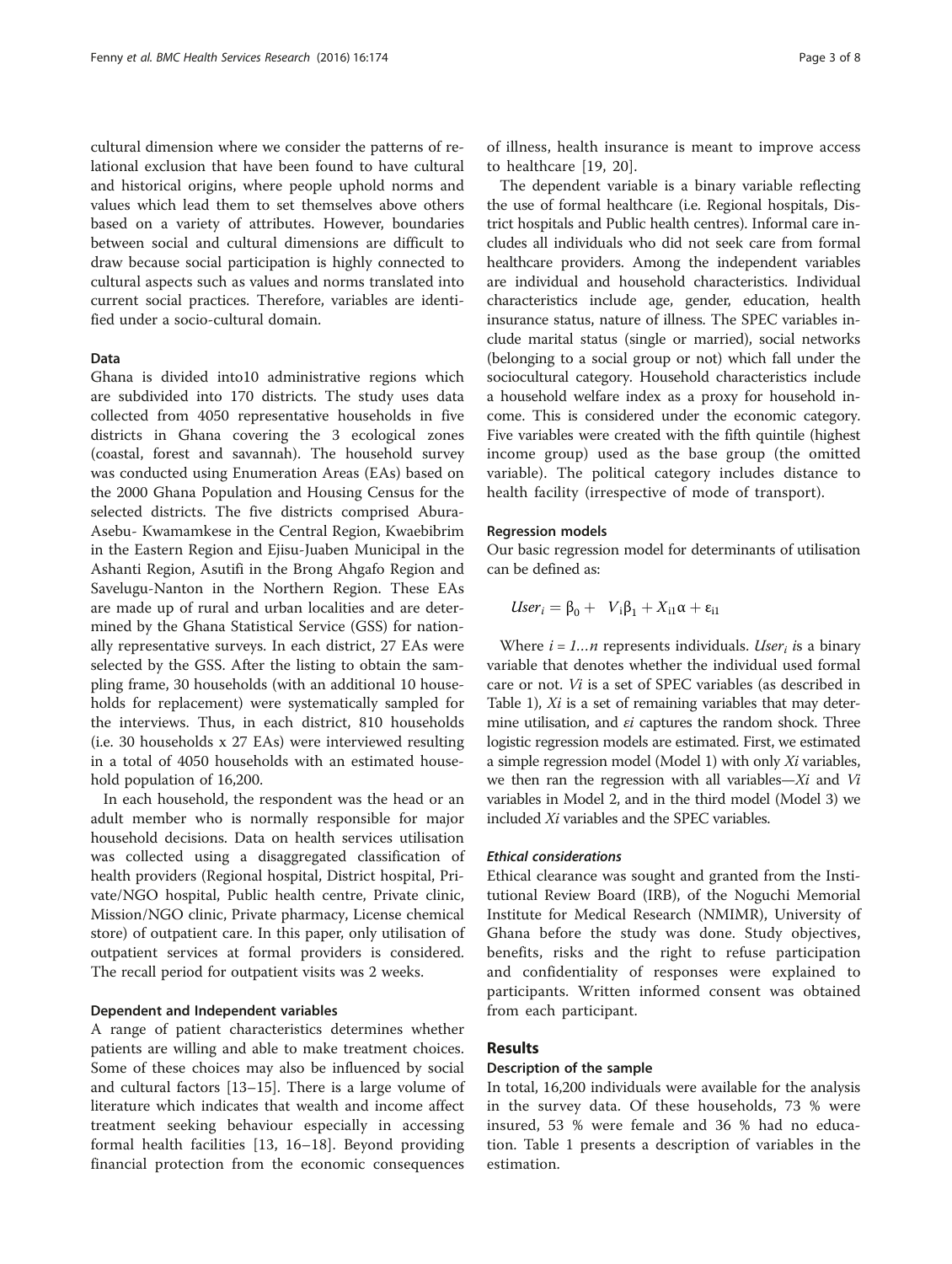cultural dimension where we consider the patterns of relational exclusion that have been found to have cultural and historical origins, where people uphold norms and values which lead them to set themselves above others based on a variety of attributes. However, boundaries between social and cultural dimensions are difficult to draw because social participation is highly connected to cultural aspects such as values and norms translated into current social practices. Therefore, variables are identified under a socio-cultural domain.

### Data

Ghana is divided into10 administrative regions which are subdivided into 170 districts. The study uses data collected from 4050 representative households in five districts in Ghana covering the 3 ecological zones (coastal, forest and savannah). The household survey was conducted using Enumeration Areas (EAs) based on the 2000 Ghana Population and Housing Census for the selected districts. The five districts comprised Abura-Asebu- Kwamamkese in the Central Region, Kwaebibrim in the Eastern Region and Ejisu-Juaben Municipal in the Ashanti Region, Asutifi in the Brong Ahgafo Region and Savelugu-Nanton in the Northern Region. These EAs are made up of rural and urban localities and are determined by the Ghana Statistical Service (GSS) for nationally representative surveys. In each district, 27 EAs were selected by the GSS. After the listing to obtain the sampling frame, 30 households (with an additional 10 households for replacement) were systematically sampled for the interviews. Thus, in each district, 810 households (i.e. 30 households x 27 EAs) were interviewed resulting in a total of 4050 households with an estimated household population of 16,200.

In each household, the respondent was the head or an adult member who is normally responsible for major household decisions. Data on health services utilisation was collected using a disaggregated classification of health providers (Regional hospital, District hospital, Private/NGO hospital, Public health centre, Private clinic, Mission/NGO clinic, Private pharmacy, License chemical store) of outpatient care. In this paper, only utilisation of outpatient services at formal providers is considered. The recall period for outpatient visits was 2 weeks.

### Dependent and Independent variables

A range of patient characteristics determines whether patients are willing and able to make treatment choices. Some of these choices may also be influenced by social and cultural factors [13–15]. There is a large volume of literature which indicates that wealth and income affect treatment seeking behaviour especially in accessing formal health facilities [13, 16–18]. Beyond providing financial protection from the economic consequences of illness, health insurance is meant to improve access to healthcare [19, 20].

The dependent variable is a binary variable reflecting the use of formal healthcare (i.e. Regional hospitals, District hospitals and Public health centres). Informal care includes all individuals who did not seek care from formal healthcare providers. Among the independent variables are individual and household characteristics. Individual characteristics include age, gender, education, health insurance status, nature of illness. The SPEC variables include marital status (single or married), social networks (belonging to a social group or not) which fall under the sociocultural category. Household characteristics include a household welfare index as a proxy for household income. This is considered under the economic category. Five variables were created with the fifth quintile (highest income group) used as the base group (the omitted variable). The political category includes distance to health facility (irrespective of mode of transport).

### Regression models

Our basic regression model for determinants of utilisation can be defined as:

$$User_i = \beta_0 + V_i\beta_1 + X_{i1}\alpha + \varepsilon_{i1}$$

Where $i = 1 \ldots n$ represents individuals. $User_i$ is a binary variable that denotes whether the individual used formal care or not. $Vi$ is a set of SPEC variables (as described in Table 1), $Xi$ is a set of remaining variables that may determine utilisation, and $\varepsilon i$ captures the random shock. Three logistic regression models are estimated. First, we estimated a simple regression model (Model 1) with only $Xi$ variables, we then ran the regression with all variables—$Xi$ and $Vi$ variables in Model 2, and in the third model (Model 3) we included $Xi$ variables and the SPEC variables.

#### *Ethical considerations*

Ethical clearance was sought and granted from the Institutional Review Board (IRB), of the Noguchi Memorial Institute for Medical Research (NMIMR), University of Ghana before the study was done. Study objectives, benefits, risks and the right to refuse participation and confidentiality of responses were explained to participants. Written informed consent was obtained from each participant.

## Results

### Description of the sample

In total, 16,200 individuals were available for the analysis in the survey data. Of these households, 73 % were insured, 53 % were female and 36 % had no education. Table 1 presents a description of variables in the estimation.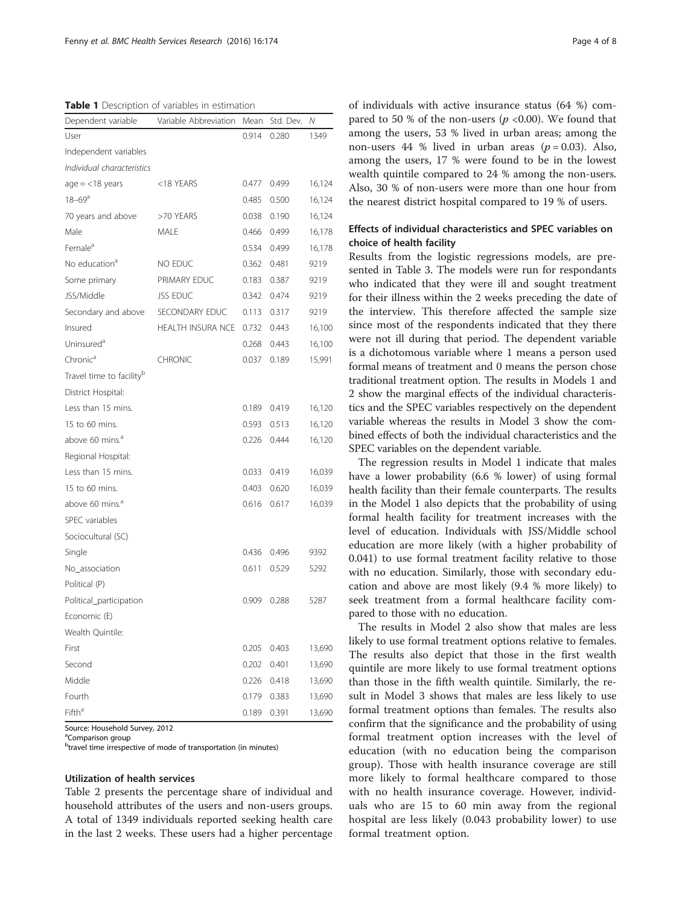**Table 1** Description of variables in estimation

| Dependent variable | Variable Abbreviation | Mean | Std. Dev. | N |
|---|---|---|---|---|
| User | | 0.914 | 0.280 | 1349 |
| Independent variables | | | | |
| *Individual characteristics* | | | | |
| age = <18 years | <18 YEARS | 0.477 | 0.499 | 16,124 |
| 18–69[a] | | 0.485 | 0.500 | 16,124 |
| 70 years and above | >70 YEARS | 0.038 | 0.190 | 16,124 |
| Male | MALE | 0.466 | 0.499 | 16,178 |
| Female[a] | | 0.534 | 0.499 | 16,178 |
| No education[a] | NO EDUC | 0.362 | 0.481 | 9219 |
| Some primary | PRIMARY EDUC | 0.183 | 0.387 | 9219 |
| JSS/Middle | JSS EDUC | 0.342 | 0.474 | 9219 |
| Secondary and above | SECONDARY EDUC | 0.113 | 0.317 | 9219 |
| Insured | HEALTH INSURA NCE | 0.732 | 0.443 | 16,100 |
| Uninsured[a] | | 0.268 | 0.443 | 16,100 |
| Chronic[a] | CHRONIC | 0.037 | 0.189 | 15,991 |
| Travel time to facility[b] | | | | |
| District Hospital: | | | | |
| Less than 15 mins. | | 0.189 | 0.419 | 16,120 |
| 15 to 60 mins. | | 0.593 | 0.513 | 16,120 |
| above 60 mins.[a] | | 0.226 | 0.444 | 16,120 |
| Regional Hospital: | | | | |
| Less than 15 mins. | | 0.033 | 0.419 | 16,039 |
| 15 to 60 mins. | | 0.403 | 0.620 | 16,039 |
| above 60 mins.[a] | | 0.616 | 0.617 | 16,039 |
| SPEC variables | | | | |
| Sociocultural (SC) | | | | |
| Single | | 0.436 | 0.496 | 9392 |
| No_association | | 0.611 | 0.529 | 5292 |
| Political (P) | | | | |
| Political_participation | | 0.909 | 0.288 | 5287 |
| Economic (E) | | | | |
| Wealth Quintile: | | | | |
| First | | 0.205 | 0.403 | 13,690 |
| Second | | 0.202 | 0.401 | 13,690 |
| Middle | | 0.226 | 0.418 | 13,690 |
| Fourth | | 0.179 | 0.383 | 13,690 |
| Fifth[a] | | 0.189 | 0.391 | 13,690 |

Source: Household Survey, 2012
[a]Comparison group
[b]travel time irrespective of mode of transportation (in minutes)

### Utilization of health services

Table 2 presents the percentage share of individual and household attributes of the users and non-users groups. A total of 1349 individuals reported seeking health care in the last 2 weeks. These users had a higher percentage of individuals with active insurance status (64 %) compared to 50 % of the non-users ($p$ <0.00). We found that among the users, 53 % lived in urban areas; among the non-users 44 % lived in urban areas ($p = 0.03$). Also, among the users, 17 % were found to be in the lowest wealth quintile compared to 24 % among the non-users. Also, 30 % of non-users were more than one hour from the nearest district hospital compared to 19 % of users.

### Effects of individual characteristics and SPEC variables on choice of health facility

Results from the logistic regressions models, are presented in Table 3. The models were run for respondants who indicated that they were ill and sought treatment for their illness within the 2 weeks preceding the date of the interview. This therefore affected the sample size since most of the respondents indicated that they there were not ill during that period. The dependent variable is a dichotomous variable where 1 means a person used formal means of treatment and 0 means the person chose traditional treatment option. The results in Models 1 and 2 show the marginal effects of the individual characteristics and the SPEC variables respectively on the dependent variable whereas the results in Model 3 show the combined effects of both the individual characteristics and the SPEC variables on the dependent variable.

The regression results in Model 1 indicate that males have a lower probability (6.6 % lower) of using formal health facility than their female counterparts. The results in the Model 1 also depicts that the probability of using formal health facility for treatment increases with the level of education. Individuals with JSS/Middle school education are more likely (with a higher probability of 0.041) to use formal treatment facility relative to those with no education. Similarly, those with secondary education and above are most likely (9.4 % more likely) to seek treatment from a formal healthcare facility compared to those with no education.

The results in Model 2 also show that males are less likely to use formal treatment options relative to females. The results also depict that those in the first wealth quintile are more likely to use formal treatment options than those in the fifth wealth quintile. Similarly, the result in Model 3 shows that males are less likely to use formal treatment options than females. The results also confirm that the significance and the probability of using formal treatment option increases with the level of education (with no education being the comparison group). Those with health insurance coverage are still more likely to formal healthcare compared to those with no health insurance coverage. However, individuals who are 15 to 60 min away from the regional hospital are less likely (0.043 probability lower) to use formal treatment option.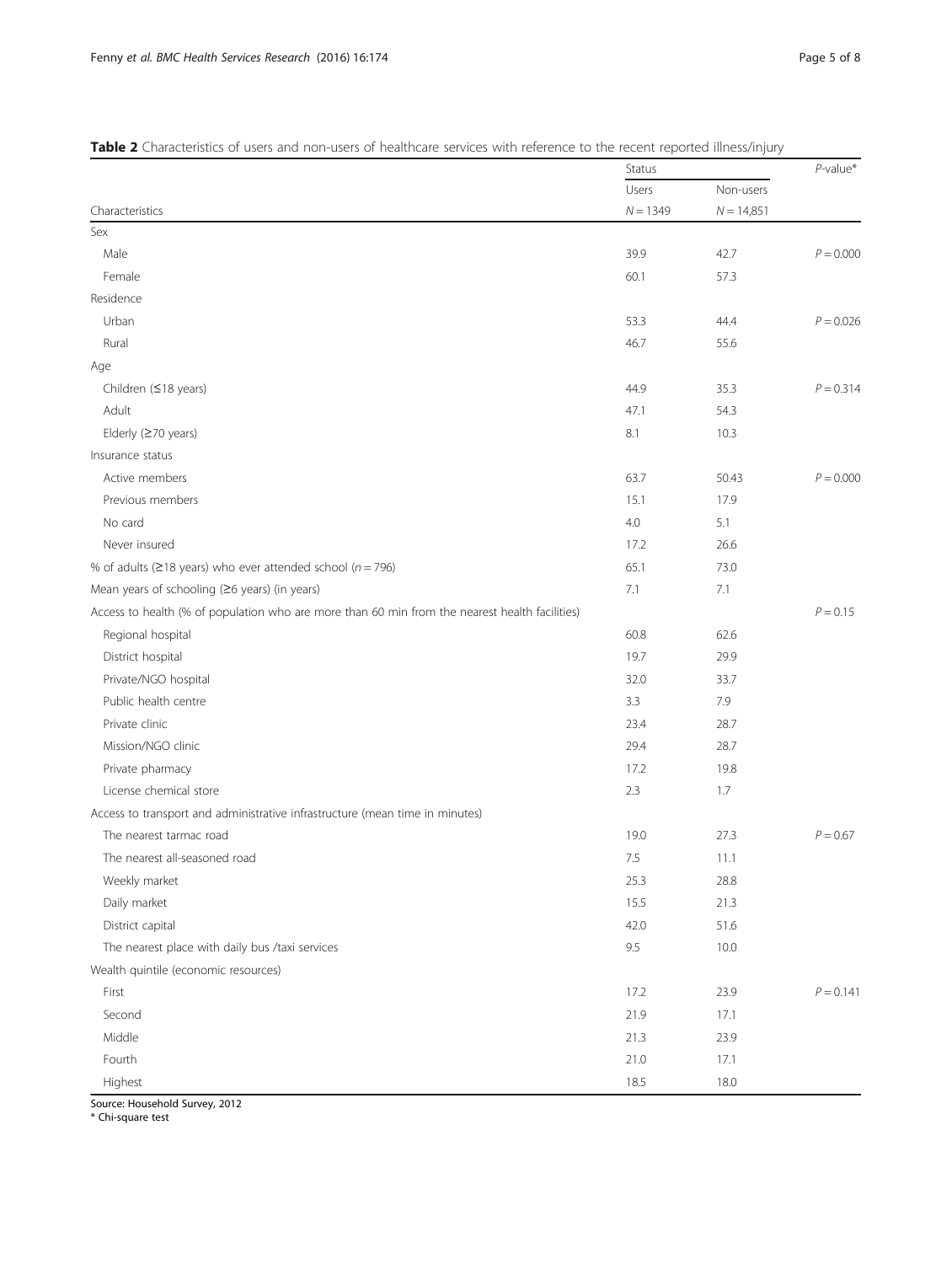**Table 2** Characteristics of users and non-users of healthcare services with reference to the recent reported illness/injury

| Characteristics | Status | | *P*-value* |
|---|---|---|---|
| | Users | Non-users | |
| | $N = 1349$ | $N = 14{,}851$ | |
| Sex | | | |
| Male | 39.9 | 42.7 | $P = 0.000$ |
| Female | 60.1 | 57.3 | |
| Residence | | | |
| Urban | 53.3 | 44.4 | $P = 0.026$ |
| Rural | 46.7 | 55.6 | |
| Age | | | |
| Children (≤18 years) | 44.9 | 35.3 | $P = 0.314$ |
| Adult | 47.1 | 54.3 | |
| Elderly (≥70 years) | 8.1 | 10.3 | |
| Insurance status | | | |
| Active members | 63.7 | 50.43 | $P = 0.000$ |
| Previous members | 15.1 | 17.9 | |
| No card | 4.0 | 5.1 | |
| Never insured | 17.2 | 26.6 | |
| % of adults (≥18 years) who ever attended school ($n = 796$) | 65.1 | 73.0 | |
| Mean years of schooling (≥6 years) (in years) | 7.1 | 7.1 | |
| Access to health (% of population who are more than 60 min from the nearest health facilities) | | | $P = 0.15$ |
| Regional hospital | 60.8 | 62.6 | |
| District hospital | 19.7 | 29.9 | |
| Private/NGO hospital | 32.0 | 33.7 | |
| Public health centre | 3.3 | 7.9 | |
| Private clinic | 23.4 | 28.7 | |
| Mission/NGO clinic | 29.4 | 28.7 | |
| Private pharmacy | 17.2 | 19.8 | |
| License chemical store | 2.3 | 1.7 | |
| Access to transport and administrative infrastructure (mean time in minutes) | | | |
| The nearest tarmac road | 19.0 | 27.3 | $P = 0.67$ |
| The nearest all-seasoned road | 7.5 | 11.1 | |
| Weekly market | 25.3 | 28.8 | |
| Daily market | 15.5 | 21.3 | |
| District capital | 42.0 | 51.6 | |
| The nearest place with daily bus /taxi services | 9.5 | 10.0 | |
| Wealth quintile (economic resources) | | | |
| First | 17.2 | 23.9 | $P = 0.141$ |
| Second | 21.9 | 17.1 | |
| Middle | 21.3 | 23.9 | |
| Fourth | 21.0 | 17.1 | |
| Highest | 18.5 | 18.0 | |

Source: Household Survey, 2012

* Chi-square test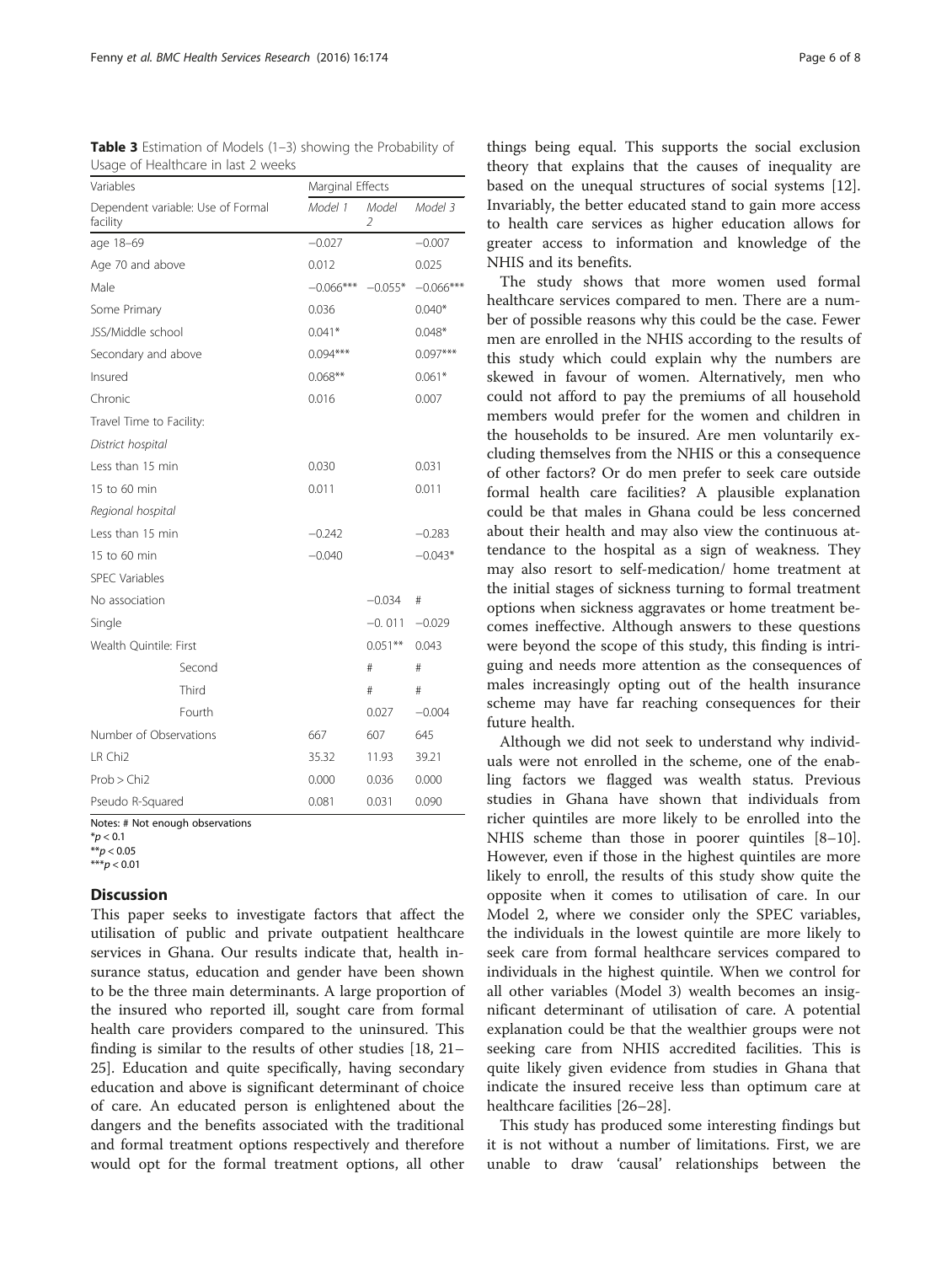**Table 3** Estimation of Models (1–3) showing the Probability of Usage of Healthcare in last 2 weeks

| Variables | Marginal Effects | | |
|---|---|---|---|
| Dependent variable: Use of Formal facility | *Model 1* | *Model 2* | *Model 3* |
| age 18–69 | −0.027 | | −0.007 |
| Age 70 and above | 0.012 | | 0.025 |
| Male | −0.066*** | −0.055* | −0.066*** |
| Some Primary | 0.036 | | 0.040* |
| JSS/Middle school | 0.041* | | 0.048* |
| Secondary and above | 0.094*** | | 0.097*** |
| Insured | 0.068** | | 0.061* |
| Chronic | 0.016 | | 0.007 |
| Travel Time to Facility: | | | |
| *District hospital* | | | |
| Less than 15 min | 0.030 | | 0.031 |
| 15 to 60 min | 0.011 | | 0.011 |
| *Regional hospital* | | | |
| Less than 15 min | −0.242 | | −0.283 |
| 15 to 60 min | −0.040 | | −0.043* |
| SPEC Variables | | | |
| No association | | −0.034 | # |
| Single | | −0. 011 | −0.029 |
| Wealth Quintile: First | | 0.051** | 0.043 |
| Second | | # | # |
| Third | | # | # |
| Fourth | | 0.027 | −0.004 |
| Number of Observations | 667 | 607 | 645 |
| LR Chi2 | 35.32 | 11.93 | 39.21 |
| Prob > Chi2 | 0.000 | 0.036 | 0.000 |
| Pseudo R-Squared | 0.081 | 0.031 | 0.090 |

Notes: # Not enough observations
*$p < 0.1$
**$p < 0.05$
***$p < 0.01$

## Discussion

This paper seeks to investigate factors that affect the utilisation of public and private outpatient healthcare services in Ghana. Our results indicate that, health insurance status, education and gender have been shown to be the three main determinants. A large proportion of the insured who reported ill, sought care from formal health care providers compared to the uninsured. This finding is similar to the results of other studies [18, 21–25]. Education and quite specifically, having secondary education and above is significant determinant of choice of care. An educated person is enlightened about the dangers and the benefits associated with the traditional and formal treatment options respectively and therefore would opt for the formal treatment options, all other things being equal. This supports the social exclusion theory that explains that the causes of inequality are based on the unequal structures of social systems [12]. Invariably, the better educated stand to gain more access to health care services as higher education allows for greater access to information and knowledge of the NHIS and its benefits.

The study shows that more women used formal healthcare services compared to men. There are a number of possible reasons why this could be the case. Fewer men are enrolled in the NHIS according to the results of this study which could explain why the numbers are skewed in favour of women. Alternatively, men who could not afford to pay the premiums of all household members would prefer for the women and children in the households to be insured. Are men voluntarily excluding themselves from the NHIS or this a consequence of other factors? Or do men prefer to seek care outside formal health care facilities? A plausible explanation could be that males in Ghana could be less concerned about their health and may also view the continuous attendance to the hospital as a sign of weakness. They may also resort to self-medication/ home treatment at the initial stages of sickness turning to formal treatment options when sickness aggravates or home treatment becomes ineffective. Although answers to these questions were beyond the scope of this study, this finding is intriguing and needs more attention as the consequences of males increasingly opting out of the health insurance scheme may have far reaching consequences for their future health.

Although we did not seek to understand why individuals were not enrolled in the scheme, one of the enabling factors we flagged was wealth status. Previous studies in Ghana have shown that individuals from richer quintiles are more likely to be enrolled into the NHIS scheme than those in poorer quintiles [8–10]. However, even if those in the highest quintiles are more likely to enroll, the results of this study show quite the opposite when it comes to utilisation of care. In our Model 2, where we consider only the SPEC variables, the individuals in the lowest quintile are more likely to seek care from formal healthcare services compared to individuals in the highest quintile. When we control for all other variables (Model 3) wealth becomes an insignificant determinant of utilisation of care. A potential explanation could be that the wealthier groups were not seeking care from NHIS accredited facilities. This is quite likely given evidence from studies in Ghana that indicate the insured receive less than optimum care at healthcare facilities [26–28].

This study has produced some interesting findings but it is not without a number of limitations. First, we are unable to draw 'causal' relationships between the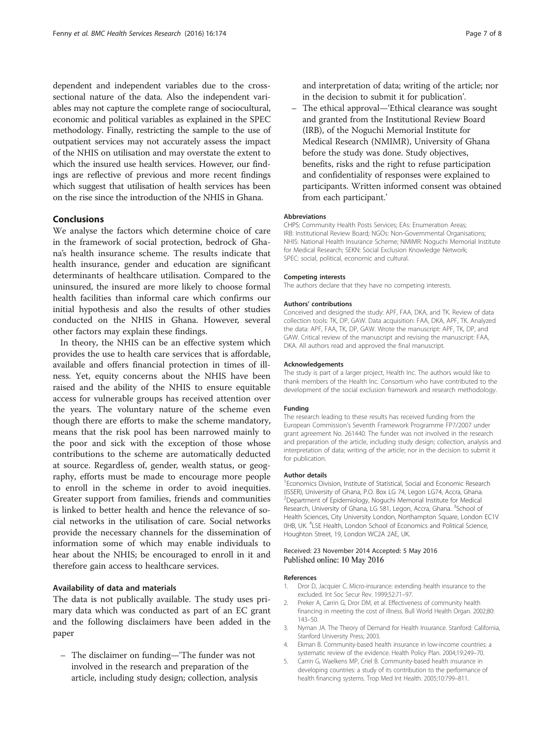dependent and independent variables due to the cross-sectional nature of the data. Also the independent variables may not capture the complete range of sociocultural, economic and political variables as explained in the SPEC methodology. Finally, restricting the sample to the use of outpatient services may not accurately assess the impact of the NHIS on utilisation and may overstate the extent to which the insured use health services. However, our findings are reflective of previous and more recent findings which suggest that utilisation of health services has been on the rise since the introduction of the NHIS in Ghana.

## Conclusions

We analyse the factors which determine choice of care in the framework of social protection, bedrock of Ghana's health insurance scheme. The results indicate that health insurance, gender and education are significant determinants of healthcare utilisation. Compared to the uninsured, the insured are more likely to choose formal health facilities than informal care which confirms our initial hypothesis and also the results of other studies conducted on the NHIS in Ghana. However, several other factors may explain these findings.

In theory, the NHIS can be an effective system which provides the use to health care services that is affordable, available and offers financial protection in times of illness. Yet, equity concerns about the NHIS have been raised and the ability of the NHIS to ensure equitable access for vulnerable groups has received attention over the years. The voluntary nature of the scheme even though there are efforts to make the scheme mandatory, means that the risk pool has been narrowed mainly to the poor and sick with the exception of those whose contributions to the scheme are automatically deducted at source. Regardless of, gender, wealth status, or geography, efforts must be made to encourage more people to enroll in the scheme in order to avoid inequities. Greater support from families, friends and communities is linked to better health and hence the relevance of social networks in the utilisation of care. Social networks provide the necessary channels for the dissemination of information some of which may enable individuals to hear about the NHIS; be encouraged to enroll in it and therefore gain access to healthcare services.

### Availability of data and materials

The data is not publically available. The study uses primary data which was conducted as part of an EC grant and the following disclaimers have been added in the paper

- The disclaimer on funding—'The funder was not involved in the research and preparation of the article, including study design; collection, analysis and interpretation of data; writing of the article; nor in the decision to submit it for publication'.
- The ethical approval—'Ethical clearance was sought and granted from the Institutional Review Board (IRB), of the Noguchi Memorial Institute for Medical Research (NMIMR), University of Ghana before the study was done. Study objectives, benefits, risks and the right to refuse participation and confidentiality of responses were explained to participants. Written informed consent was obtained from each participant.'

#### Abbreviations

CHPS: Community Health Posts Services; EAs: Enumeration Areas; IRB: Institutional Review Board; NGOs: Non-Governmental Organisations; NHIS: National Health Insurance Scheme; NMIMR: Noguchi Memorial Institute for Medical Research; SEKN: Social Exclusion Knowledge Network; SPEC: social, political, economic and cultural.

#### Competing interests

The authors declare that they have no competing interests.

#### Authors' contributions

Conceived and designed the study: APF, FAA, DKA, and TK. Review of data collection tools: TK, DP, GAW. Data acquisition: FAA, DKA, APF, TK. Analyzed the data: APF, FAA, TK, DP, GAW. Wrote the manuscript: APF, TK, DP, and GAW. Critical review of the manuscript and revising the manuscript: FAA, DKA. All authors read and approved the final manuscript.

#### Acknowledgements

The study is part of a larger project, Health Inc. The authors would like to thank members of the Health Inc. Consortium who have contributed to the development of the social exclusion framework and research methodology.

#### Funding

The research leading to these results has received funding from the European Commission's Seventh Framework Programme FP7/2007 under grant agreement No. 261440. The funder was not involved in the research and preparation of the article, including study design; collection, analysis and interpretation of data; writing of the article; nor in the decision to submit it for publication.

#### Author details

[1]Economics Division, Institute of Statistical, Social and Economic Research (ISSER), University of Ghana, P.O. Box LG 74, Legon LG74, Accra, Ghana. [2]Department of Epidemiology, Noguchi Memorial Institute for Medical Research, University of Ghana, LG 581, Legon, Accra, Ghana. [3]School of Health Sciences, City University London, Northampton Square, London EC1V 0HB, UK. [4]LSE Health, London School of Economics and Political Science, Houghton Street, 19, London WC2A 2AE, UK.

Received: 23 November 2014 Accepted: 5 May 2016
Published online: 10 May 2016

#### References

1. Dror D, Jacquier C. Micro-insurance: extending health insurance to the excluded. Int Soc Secur Rev. 1999;52:71–97.
2. Preker A, Carrin G, Dror DM, et al. Effectiveness of community health financing in meeting the cost of illness. Bull World Health Organ. 2002;80:143–50.
3. Nyman JA. The Theory of Demand for Health Insurance. Stanford: California, Stanford University Press; 2003.
4. Ekman B. Community-based health insurance in low-income countries: a systematic review of the evidence. Health Policy Plan. 2004;19:249–70.
5. Carrin G, Waelkens MP, Criel B. Community-based health insurance in developing countries: a study of its contribution to the performance of health financing systems. Trop Med Int Health. 2005;10:799–811.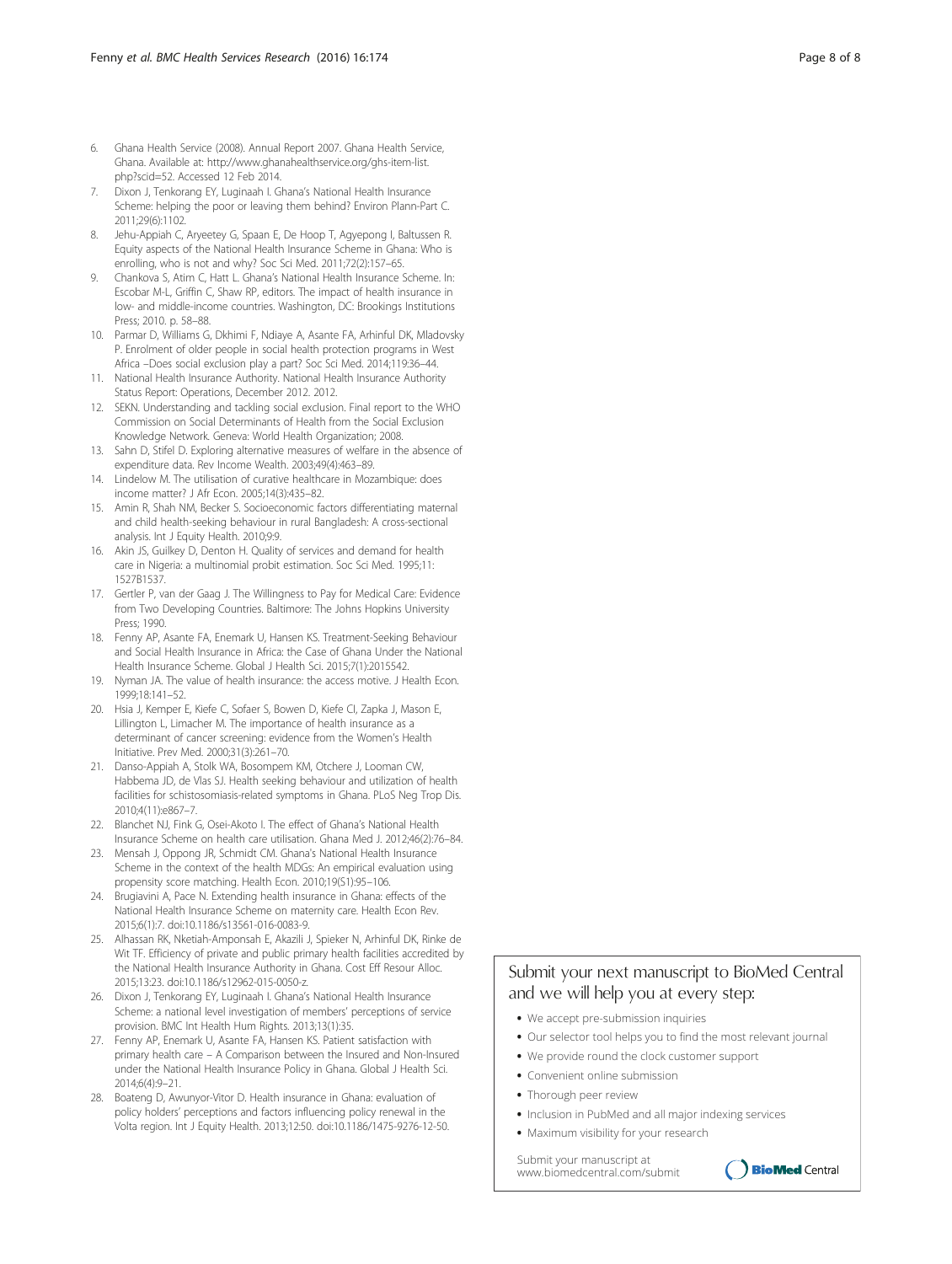6. Ghana Health Service (2008). Annual Report 2007. Ghana Health Service, Ghana. Available at: http://www.ghanahealthservice.org/ghs-item-list.php?scid=52. Accessed 12 Feb 2014.
7. Dixon J, Tenkorang EY, Luginaah I. Ghana's National Health Insurance Scheme: helping the poor or leaving them behind? Environ Plann-Part C. 2011;29(6):1102.
8. Jehu-Appiah C, Aryeetey G, Spaan E, De Hoop T, Agyepong I, Baltussen R. Equity aspects of the National Health Insurance Scheme in Ghana: Who is enrolling, who is not and why? Soc Sci Med. 2011;72(2):157–65.
9. Chankova S, Atim C, Hatt L. Ghana's National Health Insurance Scheme. In: Escobar M-L, Griffin C, Shaw RP, editors. The impact of health insurance in low- and middle-income countries. Washington, DC: Brookings Institutions Press; 2010. p. 58–88.
10. Parmar D, Williams G, Dkhimi F, Ndiaye A, Asante FA, Arhinful DK, Mladovsky P. Enrolment of older people in social health protection programs in West Africa –Does social exclusion play a part? Soc Sci Med. 2014;119:36–44.
11. National Health Insurance Authority. National Health Insurance Authority Status Report: Operations, December 2012. 2012.
12. SEKN. Understanding and tackling social exclusion. Final report to the WHO Commission on Social Determinants of Health from the Social Exclusion Knowledge Network. Geneva: World Health Organization; 2008.
13. Sahn D, Stifel D. Exploring alternative measures of welfare in the absence of expenditure data. Rev Income Wealth. 2003;49(4):463–89.
14. Lindelow M. The utilisation of curative healthcare in Mozambique: does income matter? J Afr Econ. 2005;14(3):435–82.
15. Amin R, Shah NM, Becker S. Socioeconomic factors differentiating maternal and child health-seeking behaviour in rural Bangladesh: A cross-sectional analysis. Int J Equity Health. 2010;9:9.
16. Akin JS, Guilkey D, Denton H. Quality of services and demand for health care in Nigeria: a multinomial probit estimation. Soc Sci Med. 1995;11: 1527B1537.
17. Gertler P, van der Gaag J. The Willingness to Pay for Medical Care: Evidence from Two Developing Countries. Baltimore: The Johns Hopkins University Press; 1990.
18. Fenny AP, Asante FA, Enemark U, Hansen KS. Treatment-Seeking Behaviour and Social Health Insurance in Africa: the Case of Ghana Under the National Health Insurance Scheme. Global J Health Sci. 2015;7(1):2015542.
19. Nyman JA. The value of health insurance: the access motive. J Health Econ. 1999;18:141–52.
20. Hsia J, Kemper E, Kiefe C, Sofaer S, Bowen D, Kiefe CI, Zapka J, Mason E, Lillington L, Limacher M. The importance of health insurance as a determinant of cancer screening: evidence from the Women's Health Initiative. Prev Med. 2000;31(3):261–70.
21. Danso-Appiah A, Stolk WA, Bosompem KM, Otchere J, Looman CW, Habbema JD, de Vlas SJ. Health seeking behaviour and utilization of health facilities for schistosomiasis-related symptoms in Ghana. PLoS Neg Trop Dis. 2010;4(11):e867–7.
22. Blanchet NJ, Fink G, Osei-Akoto I. The effect of Ghana's National Health Insurance Scheme on health care utilisation. Ghana Med J. 2012;46(2):76–84.
23. Mensah J, Oppong JR, Schmidt CM. Ghana's National Health Insurance Scheme in the context of the health MDGs: An empirical evaluation using propensity score matching. Health Econ. 2010;19(S1):95–106.
24. Brugiavini A, Pace N. Extending health insurance in Ghana: effects of the National Health Insurance Scheme on maternity care. Health Econ Rev. 2015;6(1):7. doi:10.1186/s13561-016-0083-9.
25. Alhassan RK, Nketiah-Amponsah E, Akazili J, Spieker N, Arhinful DK, Rinke de Wit TF. Efficiency of private and public primary health facilities accredited by the National Health Insurance Authority in Ghana. Cost Eff Resour Alloc. 2015;13:23. doi:10.1186/s12962-015-0050-z.
26. Dixon J, Tenkorang EY, Luginaah I. Ghana's National Health Insurance Scheme: a national level investigation of members' perceptions of service provision. BMC Int Health Hum Rights. 2013;13(1):35.
27. Fenny AP, Enemark U, Asante FA, Hansen KS. Patient satisfaction with primary health care – A Comparison between the Insured and Non-Insured under the National Health Insurance Policy in Ghana. Global J Health Sci. 2014;6(4):9–21.
28. Boateng D, Awunyor-Vitor D. Health insurance in Ghana: evaluation of policy holders' perceptions and factors influencing policy renewal in the Volta region. Int J Equity Health. 2013;12:50. doi:10.1186/1475-9276-12-50.

Submit your next manuscript to BioMed Central and we will help you at every step:

- We accept pre-submission inquiries
- Our selector tool helps you to find the most relevant journal
- We provide round the clock customer support
- Convenient online submission
- Thorough peer review
- Inclusion in PubMed and all major indexing services
- Maximum visibility for your research

Submit your manuscript at
www.biomedcentral.com/submit

BioMed Central